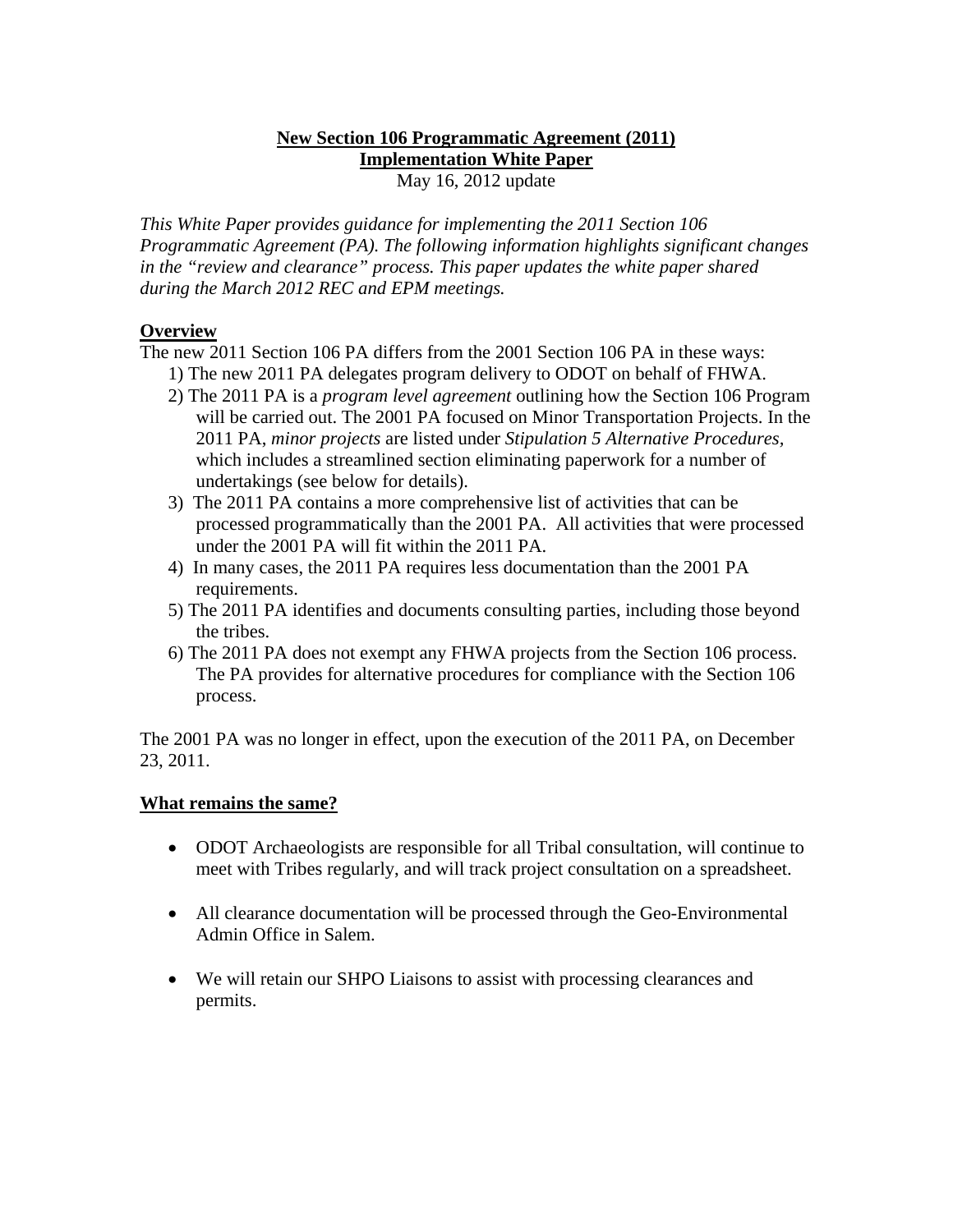# **New Section 106 Programmatic Agreement (2011)**
## **Implementation White Paper**

May 16, 2012 update

*This White Paper provides guidance for implementing the 2011 Section 106 Programmatic Agreement (PA). The following information highlights significant changes in the "review and clearance" process. This paper updates the white paper shared during the March 2012 REC and EPM meetings.*

### **Overview**

The new 2011 Section 106 PA differs from the 2001 Section 106 PA in these ways:

1) The new 2011 PA delegates program delivery to ODOT on behalf of FHWA.
2) The 2011 PA is a *program level agreement* outlining how the Section 106 Program will be carried out. The 2001 PA focused on Minor Transportation Projects. In the 2011 PA, *minor projects* are listed under *Stipulation 5 Alternative Procedures,* which includes a streamlined section eliminating paperwork for a number of undertakings (see below for details).
3) The 2011 PA contains a more comprehensive list of activities that can be processed programmatically than the 2001 PA. All activities that were processed under the 2001 PA will fit within the 2011 PA.
4) In many cases, the 2011 PA requires less documentation than the 2001 PA requirements.
5) The 2011 PA identifies and documents consulting parties, including those beyond the tribes.
6) The 2011 PA does not exempt any FHWA projects from the Section 106 process. The PA provides for alternative procedures for compliance with the Section 106 process.

The 2001 PA was no longer in effect, upon the execution of the 2011 PA, on December 23, 2011.

### **What remains the same?**

- ODOT Archaeologists are responsible for all Tribal consultation, will continue to meet with Tribes regularly, and will track project consultation on a spreadsheet.

- All clearance documentation will be processed through the Geo-Environmental Admin Office in Salem.

- We will retain our SHPO Liaisons to assist with processing clearances and permits.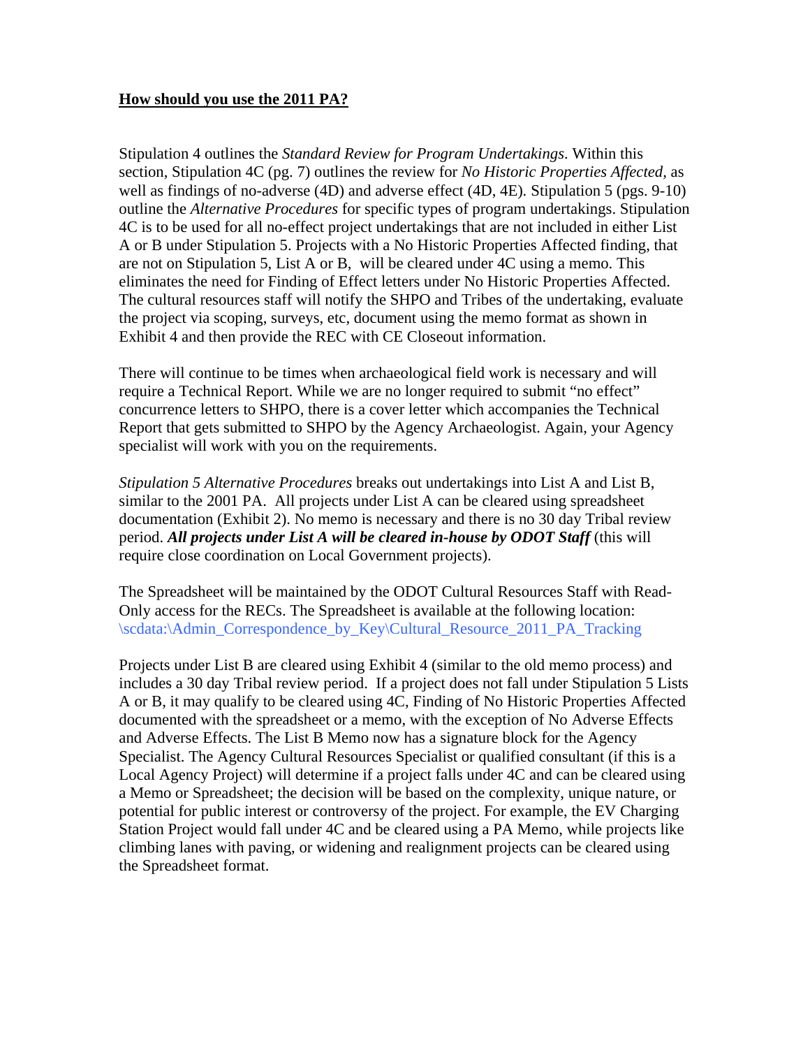**How should you use the 2011 PA?**

Stipulation 4 outlines the *Standard Review for Program Undertakings*. Within this section, Stipulation 4C (pg. 7) outlines the review for *No Historic Properties Affected*, as well as findings of no-adverse (4D) and adverse effect (4D, 4E). Stipulation 5 (pgs. 9-10) outline the *Alternative Procedures* for specific types of program undertakings. Stipulation 4C is to be used for all no-effect project undertakings that are not included in either List A or B under Stipulation 5. Projects with a No Historic Properties Affected finding, that are not on Stipulation 5, List A or B, will be cleared under 4C using a memo. This eliminates the need for Finding of Effect letters under No Historic Properties Affected. The cultural resources staff will notify the SHPO and Tribes of the undertaking, evaluate the project via scoping, surveys, etc, document using the memo format as shown in Exhibit 4 and then provide the REC with CE Closeout information.

There will continue to be times when archaeological field work is necessary and will require a Technical Report. While we are no longer required to submit "no effect" concurrence letters to SHPO, there is a cover letter which accompanies the Technical Report that gets submitted to SHPO by the Agency Archaeologist. Again, your Agency specialist will work with you on the requirements.

*Stipulation 5 Alternative Procedures* breaks out undertakings into List A and List B, similar to the 2001 PA. All projects under List A can be cleared using spreadsheet documentation (Exhibit 2). No memo is necessary and there is no 30 day Tribal review period. ***All projects under List A will be cleared in-house by ODOT Staff*** (this will require close coordination on Local Government projects).

The Spreadsheet will be maintained by the ODOT Cultural Resources Staff with Read-Only access for the RECs. The Spreadsheet is available at the following location: \scdata:\Admin_Correspondence_by_Key\Cultural_Resource_2011_PA_Tracking

Projects under List B are cleared using Exhibit 4 (similar to the old memo process) and includes a 30 day Tribal review period. If a project does not fall under Stipulation 5 Lists A or B, it may qualify to be cleared using 4C, Finding of No Historic Properties Affected documented with the spreadsheet or a memo, with the exception of No Adverse Effects and Adverse Effects. The List B Memo now has a signature block for the Agency Specialist. The Agency Cultural Resources Specialist or qualified consultant (if this is a Local Agency Project) will determine if a project falls under 4C and can be cleared using a Memo or Spreadsheet; the decision will be based on the complexity, unique nature, or potential for public interest or controversy of the project. For example, the EV Charging Station Project would fall under 4C and be cleared using a PA Memo, while projects like climbing lanes with paving, or widening and realignment projects can be cleared using the Spreadsheet format.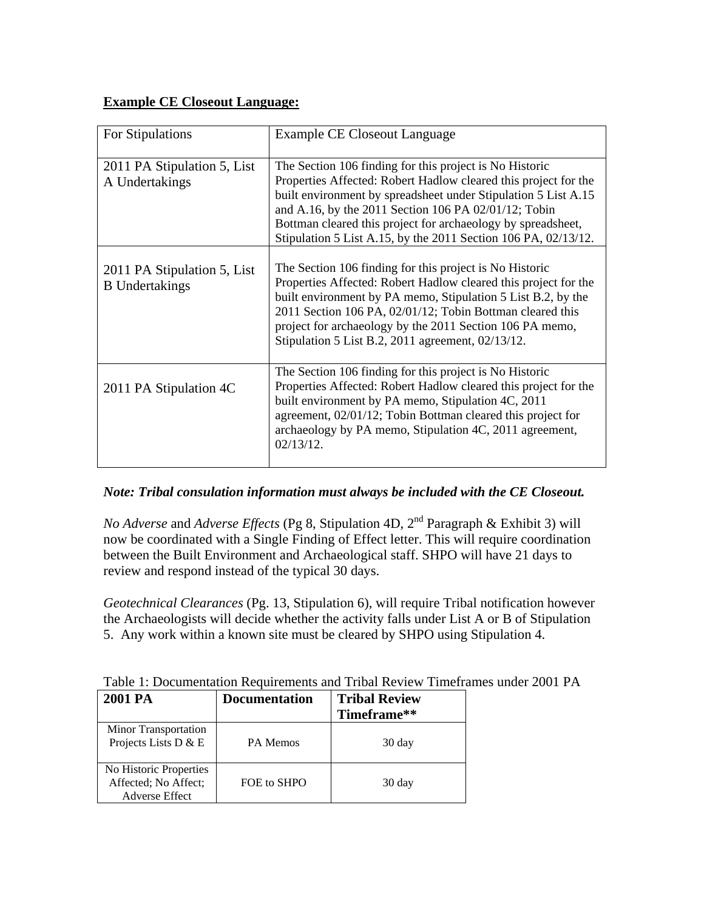**Example CE Closeout Language:**

| For Stipulations | Example CE Closeout Language |
|---|---|
| 2011 PA Stipulation 5, List A Undertakings | The Section 106 finding for this project is No Historic Properties Affected: Robert Hadlow cleared this project for the built environment by spreadsheet under Stipulation 5 List A.15 and A.16, by the 2011 Section 106 PA 02/01/12; Tobin Bottman cleared this project for archaeology by spreadsheet, Stipulation 5 List A.15, by the 2011 Section 106 PA, 02/13/12. |
| 2011 PA Stipulation 5, List B Undertakings | The Section 106 finding for this project is No Historic Properties Affected: Robert Hadlow cleared this project for the built environment by PA memo, Stipulation 5 List B.2, by the 2011 Section 106 PA, 02/01/12; Tobin Bottman cleared this project for archaeology by the 2011 Section 106 PA memo, Stipulation 5 List B.2, 2011 agreement, 02/13/12. |
| 2011 PA Stipulation 4C | The Section 106 finding for this project is No Historic Properties Affected: Robert Hadlow cleared this project for the built environment by PA memo, Stipulation 4C, 2011 agreement, 02/01/12; Tobin Bottman cleared this project for archaeology by PA memo, Stipulation 4C, 2011 agreement, 02/13/12. |

***Note: Tribal consulation information must always be included with the CE Closeout.***

*No Adverse* and *Adverse Effects* (Pg 8, Stipulation 4D, 2nd Paragraph & Exhibit 3) will now be coordinated with a Single Finding of Effect letter. This will require coordination between the Built Environment and Archaeological staff. SHPO will have 21 days to review and respond instead of the typical 30 days.

*Geotechnical Clearances* (Pg. 13, Stipulation 6), will require Tribal notification however the Archaeologists will decide whether the activity falls under List A or B of Stipulation 5. Any work within a known site must be cleared by SHPO using Stipulation 4.

Table 1: Documentation Requirements and Tribal Review Timeframes under 2001 PA

| 2001 PA | Documentation | Tribal Review Timeframe** |
|---|---|---|
| Minor Transportation Projects Lists D & E | PA Memos | 30 day |
| No Historic Properties Affected; No Affect; Adverse Effect | FOE to SHPO | 30 day |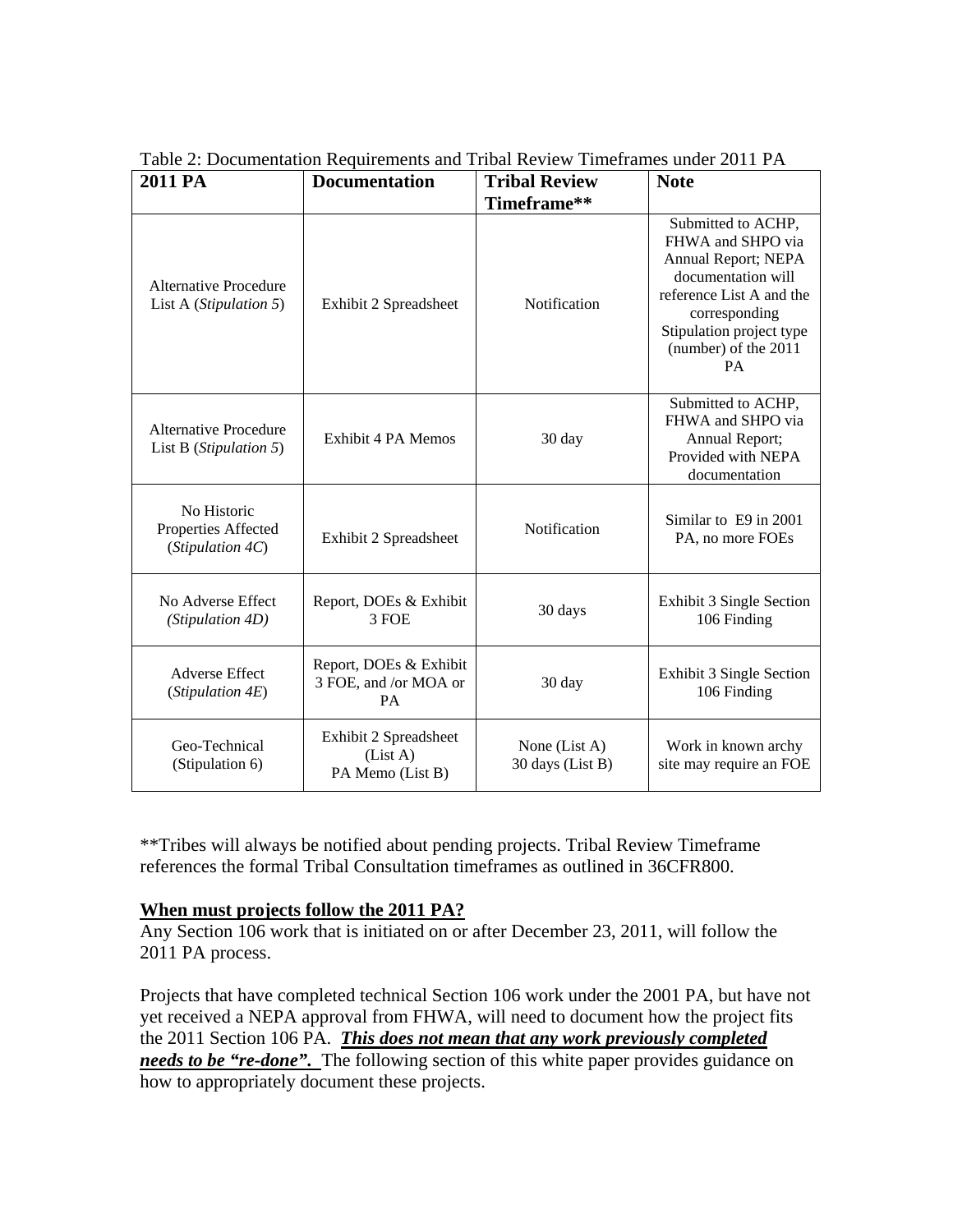Table 2: Documentation Requirements and Tribal Review Timeframes under 2011 PA

| 2011 PA | Documentation | Tribal Review Timeframe** | Note |
|---|---|---|---|
| Alternative Procedure List A (*Stipulation 5*) | Exhibit 2 Spreadsheet | Notification | Submitted to ACHP, FHWA and SHPO via Annual Report; NEPA documentation will reference List A and the corresponding Stipulation project type (number) of the 2011 PA |
| Alternative Procedure List B (*Stipulation 5*) | Exhibit 4 PA Memos | 30 day | Submitted to ACHP, FHWA and SHPO via Annual Report; Provided with NEPA documentation |
| No Historic Properties Affected (*Stipulation 4C*) | Exhibit 2 Spreadsheet | Notification | Similar to E9 in 2001 PA, no more FOEs |
| No Adverse Effect *(Stipulation 4D)* | Report, DOEs & Exhibit 3 FOE | 30 days | Exhibit 3 Single Section 106 Finding |
| Adverse Effect (*Stipulation 4E*) | Report, DOEs & Exhibit 3 FOE, and /or MOA or PA | 30 day | Exhibit 3 Single Section 106 Finding |
| Geo-Technical (Stipulation 6) | Exhibit 2 Spreadsheet (List A) PA Memo (List B) | None (List A) 30 days (List B) | Work in known archy site may require an FOE |

**Tribes will always be notified about pending projects. Tribal Review Timeframe references the formal Tribal Consultation timeframes as outlined in 36CFR800.

**When must projects follow the 2011 PA?**

Any Section 106 work that is initiated on or after December 23, 2011, will follow the 2011 PA process.

Projects that have completed technical Section 106 work under the 2001 PA, but have not yet received a NEPA approval from FHWA, will need to document how the project fits the 2011 Section 106 PA. ***This does not mean that any work previously completed needs to be "re-done".*** The following section of this white paper provides guidance on how to appropriately document these projects.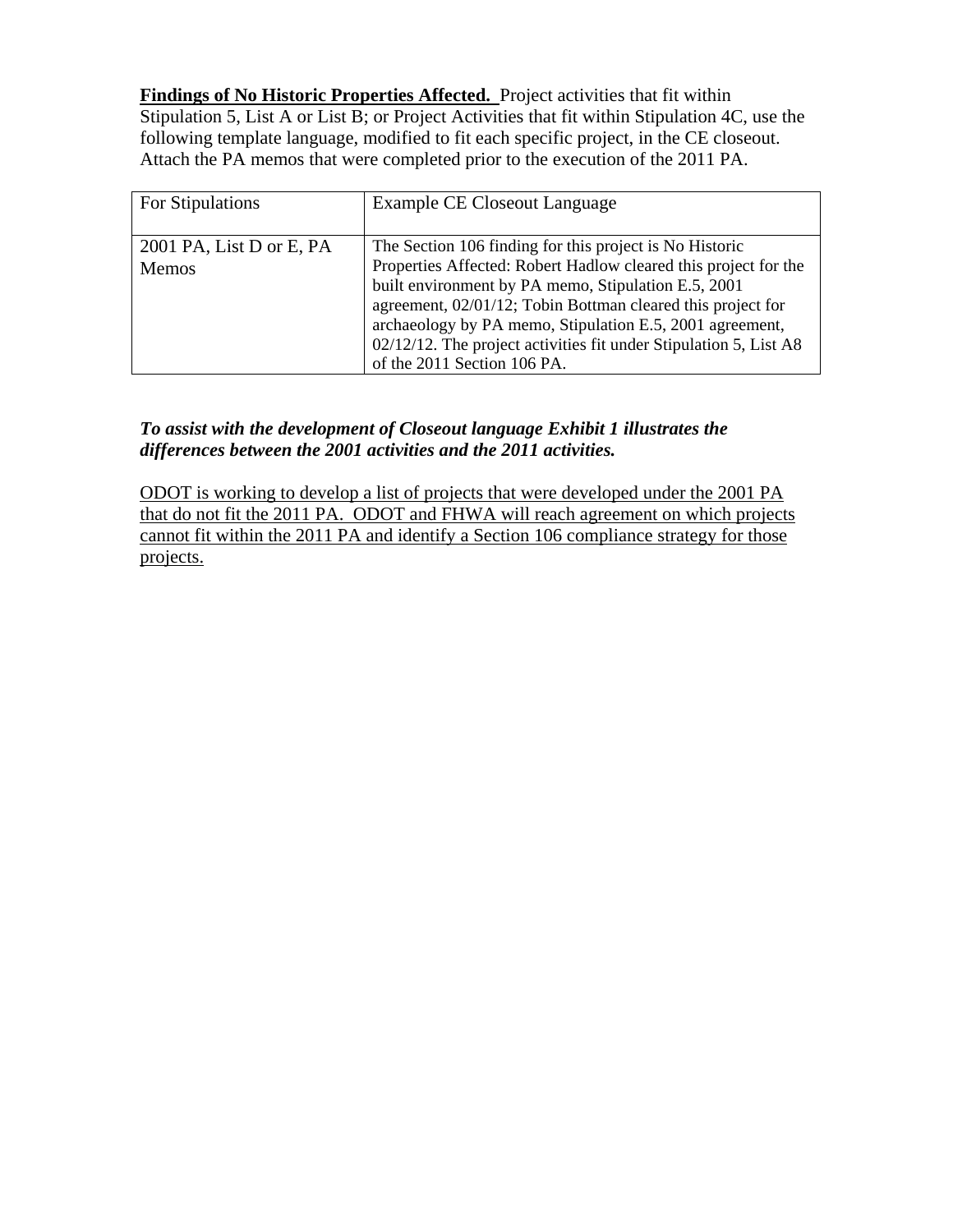**<u>Findings of No Historic Properties Affected.</u>** Project activities that fit within Stipulation 5, List A or List B; or Project Activities that fit within Stipulation 4C, use the following template language, modified to fit each specific project, in the CE closeout. Attach the PA memos that were completed prior to the execution of the 2011 PA.

| For Stipulations | Example CE Closeout Language |
|---|---|
| 2001 PA, List D or E, PA Memos | The Section 106 finding for this project is No Historic Properties Affected: Robert Hadlow cleared this project for the built environment by PA memo, Stipulation E.5, 2001 agreement, 02/01/12; Tobin Bottman cleared this project for archaeology by PA memo, Stipulation E.5, 2001 agreement, 02/12/12. The project activities fit under Stipulation 5, List A8 of the 2011 Section 106 PA. |

***To assist with the development of Closeout language Exhibit 1 illustrates the differences between the 2001 activities and the 2011 activities.***

<u>ODOT is working to develop a list of projects that were developed under the 2001 PA that do not fit the 2011 PA. ODOT and FHWA will reach agreement on which projects cannot fit within the 2011 PA and identify a Section 106 compliance strategy for those projects.</u>